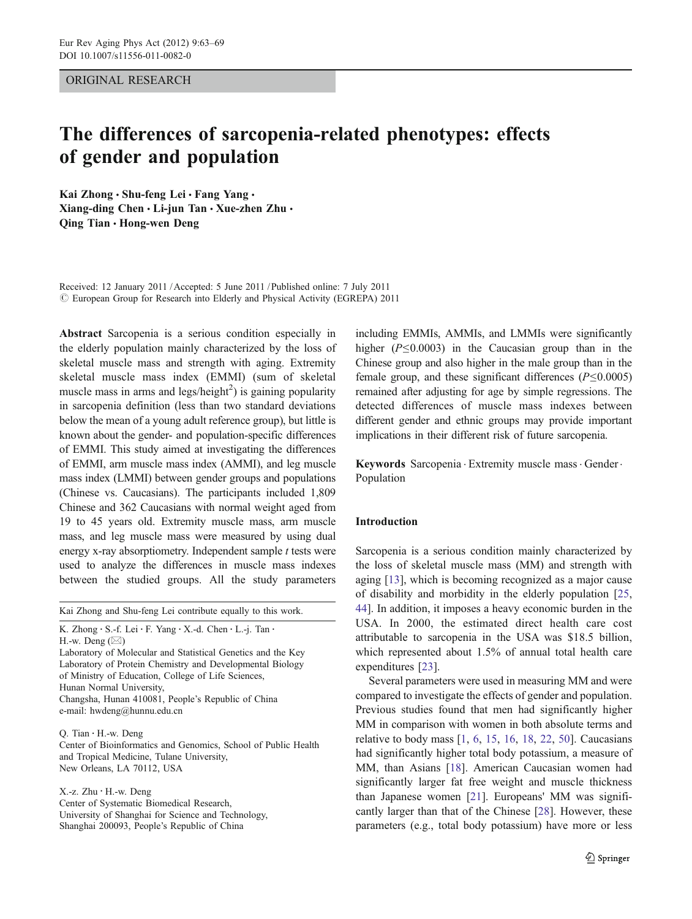ORIGINAL RESEARCH

# The differences of sarcopenia-related phenotypes: effects of gender and population

**Kai Zhong · Shu-feng Lei · Fang Yang · Xiang-ding Chen · Li-jun Tan · Xue-zhen Zhu · Qing Tian · Hong-wen Deng**

Received: 12 January 2011 / Accepted: 5 June 2011 / Published online: 7 July 2011
© European Group for Research into Elderly and Physical Activity (EGREPA) 2011

**Abstract** Sarcopenia is a serious condition especially in the elderly population mainly characterized by the loss of skeletal muscle mass and strength with aging. Extremity skeletal muscle mass index (EMMI) (sum of skeletal muscle mass in arms and legs/height$^2$) is gaining popularity in sarcopenia definition (less than two standard deviations below the mean of a young adult reference group), but little is known about the gender- and population-specific differences of EMMI. This study aimed at investigating the differences of EMMI, arm muscle mass index (AMMI), and leg muscle mass index (LMMI) between gender groups and populations (Chinese vs. Caucasians). The participants included 1,809 Chinese and 362 Caucasians with normal weight aged from 19 to 45 years old. Extremity muscle mass, arm muscle mass, and leg muscle mass were measured by using dual energy x-ray absorptiometry. Independent sample *t* tests were used to analyze the differences in muscle mass indexes between the studied groups. All the study parameters including EMMIs, AMMIs, and LMMIs were significantly higher ($P \leq 0.0003$) in the Caucasian group than in the Chinese group and also higher in the male group than in the female group, and these significant differences ($P \leq 0.0005$) remained after adjusting for age by simple regressions. The detected differences of muscle mass indexes between different gender and ethnic groups may provide important implications in their different risk of future sarcopenia.

**Keywords** Sarcopenia · Extremity muscle mass · Gender · Population

Kai Zhong and Shu-feng Lei contribute equally to this work.

K. Zhong · S.-f. Lei · F. Yang · X.-d. Chen · L.-j. Tan · H.-w. Deng (✉)
Laboratory of Molecular and Statistical Genetics and the Key Laboratory of Protein Chemistry and Developmental Biology of Ministry of Education, College of Life Sciences, Hunan Normal University, Changsha, Hunan 410081, People's Republic of China
e-mail: hwdeng@hunnu.edu.cn

Q. Tian · H.-w. Deng
Center of Bioinformatics and Genomics, School of Public Health and Tropical Medicine, Tulane University, New Orleans, LA 70112, USA

X.-z. Zhu · H.-w. Deng
Center of Systematic Biomedical Research, University of Shanghai for Science and Technology, Shanghai 200093, People's Republic of China

## Introduction

Sarcopenia is a serious condition mainly characterized by the loss of skeletal muscle mass (MM) and strength with aging [13], which is becoming recognized as a major cause of disability and morbidity in the elderly population [25, 44]. In addition, it imposes a heavy economic burden in the USA. In 2000, the estimated direct health care cost attributable to sarcopenia in the USA was $18.5 billion, which represented about 1.5% of annual total health care expenditures [23].

Several parameters were used in measuring MM and were compared to investigate the effects of gender and population. Previous studies found that men had significantly higher MM in comparison with women in both absolute terms and relative to body mass [1, 6, 15, 16, 18, 22, 50]. Caucasians had significantly higher total body potassium, a measure of MM, than Asians [18]. American Caucasian women had significantly larger fat free weight and muscle thickness than Japanese women [21]. Europeans' MM was significantly larger than that of the Chinese [28]. However, these parameters (e.g., total body potassium) have more or less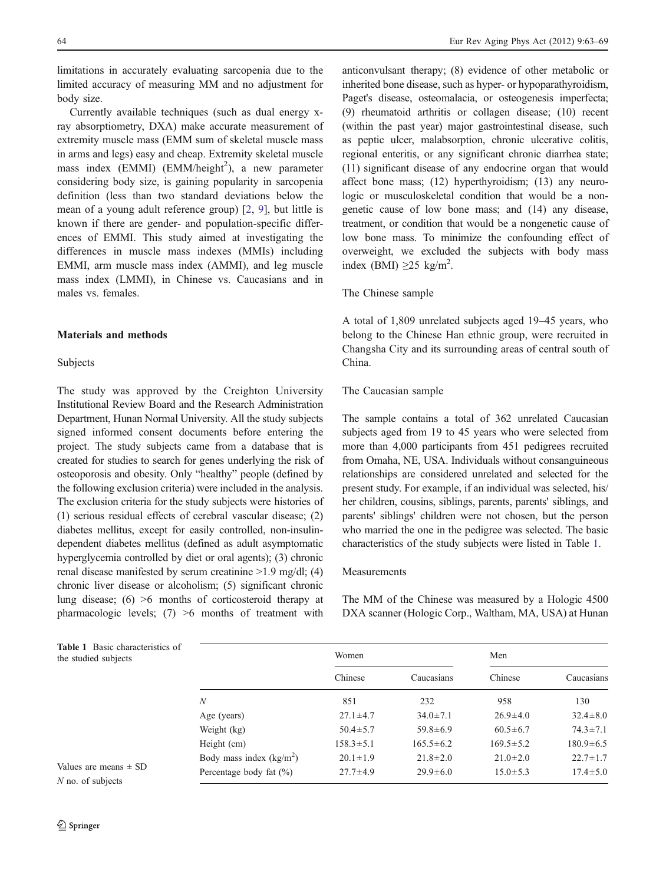limitations in accurately evaluating sarcopenia due to the limited accuracy of measuring MM and no adjustment for body size.

Currently available techniques (such as dual energy x-ray absorptiometry, DXA) make accurate measurement of extremity muscle mass (EMM sum of skeletal muscle mass in arms and legs) easy and cheap. Extremity skeletal muscle mass index (EMMI) (EMM/height$^2$), a new parameter considering body size, is gaining popularity in sarcopenia definition (less than two standard deviations below the mean of a young adult reference group) [2, 9], but little is known if there are gender- and population-specific differences of EMMI. This study aimed at investigating the differences in muscle mass indexes (MMIs) including EMMI, arm muscle mass index (AMMI), and leg muscle mass index (LMMI), in Chinese vs. Caucasians and in males vs. females.

## Materials and methods

### Subjects

The study was approved by the Creighton University Institutional Review Board and the Research Administration Department, Hunan Normal University. All the study subjects signed informed consent documents before entering the project. The study subjects came from a database that is created for studies to search for genes underlying the risk of osteoporosis and obesity. Only "healthy" people (defined by the following exclusion criteria) were included in the analysis. The exclusion criteria for the study subjects were histories of (1) serious residual effects of cerebral vascular disease; (2) diabetes mellitus, except for easily controlled, non-insulin-dependent diabetes mellitus (defined as adult asymptomatic hyperglycemia controlled by diet or oral agents); (3) chronic renal disease manifested by serum creatinine >1.9 mg/dl; (4) chronic liver disease or alcoholism; (5) significant chronic lung disease; (6) >6 months of corticosteroid therapy at pharmacologic levels; (7) >6 months of treatment with anticonvulsant therapy; (8) evidence of other metabolic or inherited bone disease, such as hyper- or hypoparathyroidism, Paget's disease, osteomalacia, or osteogenesis imperfecta; (9) rheumatoid arthritis or collagen disease; (10) recent (within the past year) major gastrointestinal disease, such as peptic ulcer, malabsorption, chronic ulcerative colitis, regional enteritis, or any significant chronic diarrhea state; (11) significant disease of any endocrine organ that would affect bone mass; (12) hyperthyroidism; (13) any neurologic or musculoskeletal condition that would be a non-genetic cause of low bone mass; and (14) any disease, treatment, or condition that would be a nongenetic cause of low bone mass. To minimize the confounding effect of overweight, we excluded the subjects with body mass index (BMI) ≥25 kg/m$^2$.

### The Chinese sample

A total of 1,809 unrelated subjects aged 19–45 years, who belong to the Chinese Han ethnic group, were recruited in Changsha City and its surrounding areas of central south of China.

### The Caucasian sample

The sample contains a total of 362 unrelated Caucasian subjects aged from 19 to 45 years who were selected from more than 4,000 participants from 451 pedigrees recruited from Omaha, NE, USA. Individuals without consanguineous relationships are considered unrelated and selected for the present study. For example, if an individual was selected, his/her children, cousins, siblings, parents, parents' siblings, and parents' siblings' children were not chosen, but the person who married the one in the pedigree was selected. The basic characteristics of the study subjects were listed in Table 1.

### Measurements

The MM of the Chinese was measured by a Hologic 4500 DXA scanner (Hologic Corp., Waltham, MA, USA) at Hunan

**Table 1** Basic characteristics of the studied subjects

| | Women | | Men | |
|---|---|---|---|---|
| | Chinese | Caucasians | Chinese | Caucasians |
| *N* | 851 | 232 | 958 | 130 |
| Age (years) | 27.1±4.7 | 34.0±7.1 | 26.9±4.0 | 32.4±8.0 |
| Weight (kg) | 50.4±5.7 | 59.8±6.9 | 60.5±6.7 | 74.3±7.1 |
| Height (cm) | 158.3±5.1 | 165.5±6.2 | 169.5±5.2 | 180.9±6.5 |
| Body mass index (kg/m$^2$) | 20.1±1.9 | 21.8±2.0 | 21.0±2.0 | 22.7±1.7 |
| Percentage body fat (%) | 27.7±4.9 | 29.9±6.0 | 15.0±5.3 | 17.4±5.0 |

Values are means ± SD

*N* no. of subjects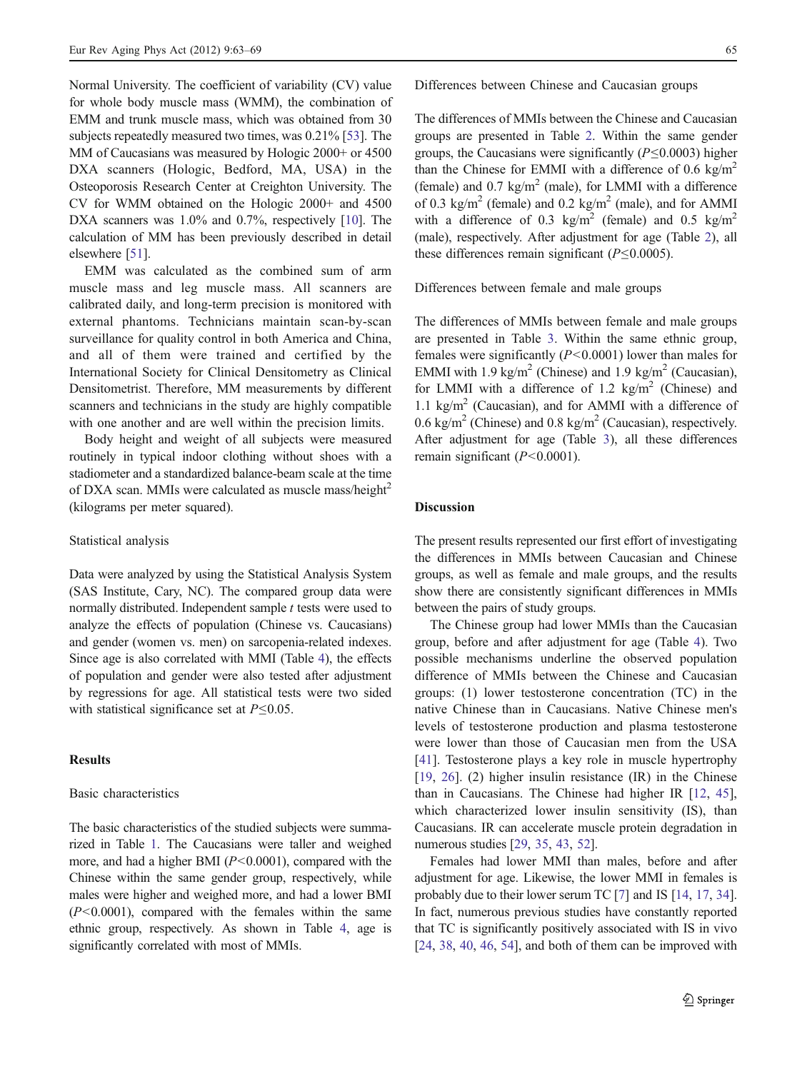Normal University. The coefficient of variability (CV) value for whole body muscle mass (WMM), the combination of EMM and trunk muscle mass, which was obtained from 30 subjects repeatedly measured two times, was 0.21% [53]. The MM of Caucasians was measured by Hologic 2000+ or 4500 DXA scanners (Hologic, Bedford, MA, USA) in the Osteoporosis Research Center at Creighton University. The CV for WMM obtained on the Hologic 2000+ and 4500 DXA scanners was 1.0% and 0.7%, respectively [10]. The calculation of MM has been previously described in detail elsewhere [51].

EMM was calculated as the combined sum of arm muscle mass and leg muscle mass. All scanners are calibrated daily, and long-term precision is monitored with external phantoms. Technicians maintain scan-by-scan surveillance for quality control in both America and China, and all of them were trained and certified by the International Society for Clinical Densitometry as Clinical Densitometrist. Therefore, MM measurements by different scanners and technicians in the study are highly compatible with one another and are well within the precision limits.

Body height and weight of all subjects were measured routinely in typical indoor clothing without shoes with a stadiometer and a standardized balance-beam scale at the time of DXA scan. MMIs were calculated as muscle mass/height$^2$ (kilograms per meter squared).

### Statistical analysis

Data were analyzed by using the Statistical Analysis System (SAS Institute, Cary, NC). The compared group data were normally distributed. Independent sample *t* tests were used to analyze the effects of population (Chinese vs. Caucasians) and gender (women vs. men) on sarcopenia-related indexes. Since age is also correlated with MMI (Table 4), the effects of population and gender were also tested after adjustment by regressions for age. All statistical tests were two sided with statistical significance set at $P \leq 0.05$.

## Results

### Basic characteristics

The basic characteristics of the studied subjects were summarized in Table 1. The Caucasians were taller and weighed more, and had a higher BMI ($P<0.0001$), compared with the Chinese within the same gender group, respectively, while males were higher and weighed more, and had a lower BMI ($P<0.0001$), compared with the females within the same ethnic group, respectively. As shown in Table 4, age is significantly correlated with most of MMIs.

### Differences between Chinese and Caucasian groups

The differences of MMIs between the Chinese and Caucasian groups are presented in Table 2. Within the same gender groups, the Caucasians were significantly ($P \leq 0.0003$) higher than the Chinese for EMMI with a difference of 0.6 kg/m$^2$ (female) and 0.7 kg/m$^2$ (male), for LMMI with a difference of 0.3 kg/m$^2$ (female) and 0.2 kg/m$^2$ (male), and for AMMI with a difference of 0.3 kg/m$^2$ (female) and 0.5 kg/m$^2$ (male), respectively. After adjustment for age (Table 2), all these differences remain significant ($P \leq 0.0005$).

### Differences between female and male groups

The differences of MMIs between female and male groups are presented in Table 3. Within the same ethnic group, females were significantly ($P<0.0001$) lower than males for EMMI with 1.9 kg/m$^2$ (Chinese) and 1.9 kg/m$^2$ (Caucasian), for LMMI with a difference of 1.2 kg/m$^2$ (Chinese) and 1.1 kg/m$^2$ (Caucasian), and for AMMI with a difference of 0.6 kg/m$^2$ (Chinese) and 0.8 kg/m$^2$ (Caucasian), respectively. After adjustment for age (Table 3), all these differences remain significant ($P<0.0001$).

## Discussion

The present results represented our first effort of investigating the differences in MMIs between Caucasian and Chinese groups, as well as female and male groups, and the results show there are consistently significant differences in MMIs between the pairs of study groups.

The Chinese group had lower MMIs than the Caucasian group, before and after adjustment for age (Table 4). Two possible mechanisms underline the observed population difference of MMIs between the Chinese and Caucasian groups: (1) lower testosterone concentration (TC) in the native Chinese than in Caucasians. Native Chinese men's levels of testosterone production and plasma testosterone were lower than those of Caucasian men from the USA [41]. Testosterone plays a key role in muscle hypertrophy [19, 26]. (2) higher insulin resistance (IR) in the Chinese than in Caucasians. The Chinese had higher IR [12, 45], which characterized lower insulin sensitivity (IS), than Caucasians. IR can accelerate muscle protein degradation in numerous studies [29, 35, 43, 52].

Females had lower MMI than males, before and after adjustment for age. Likewise, the lower MMI in females is probably due to their lower serum TC [7] and IS [14, 17, 34]. In fact, numerous previous studies have constantly reported that TC is significantly positively associated with IS in vivo [24, 38, 40, 46, 54], and both of them can be improved with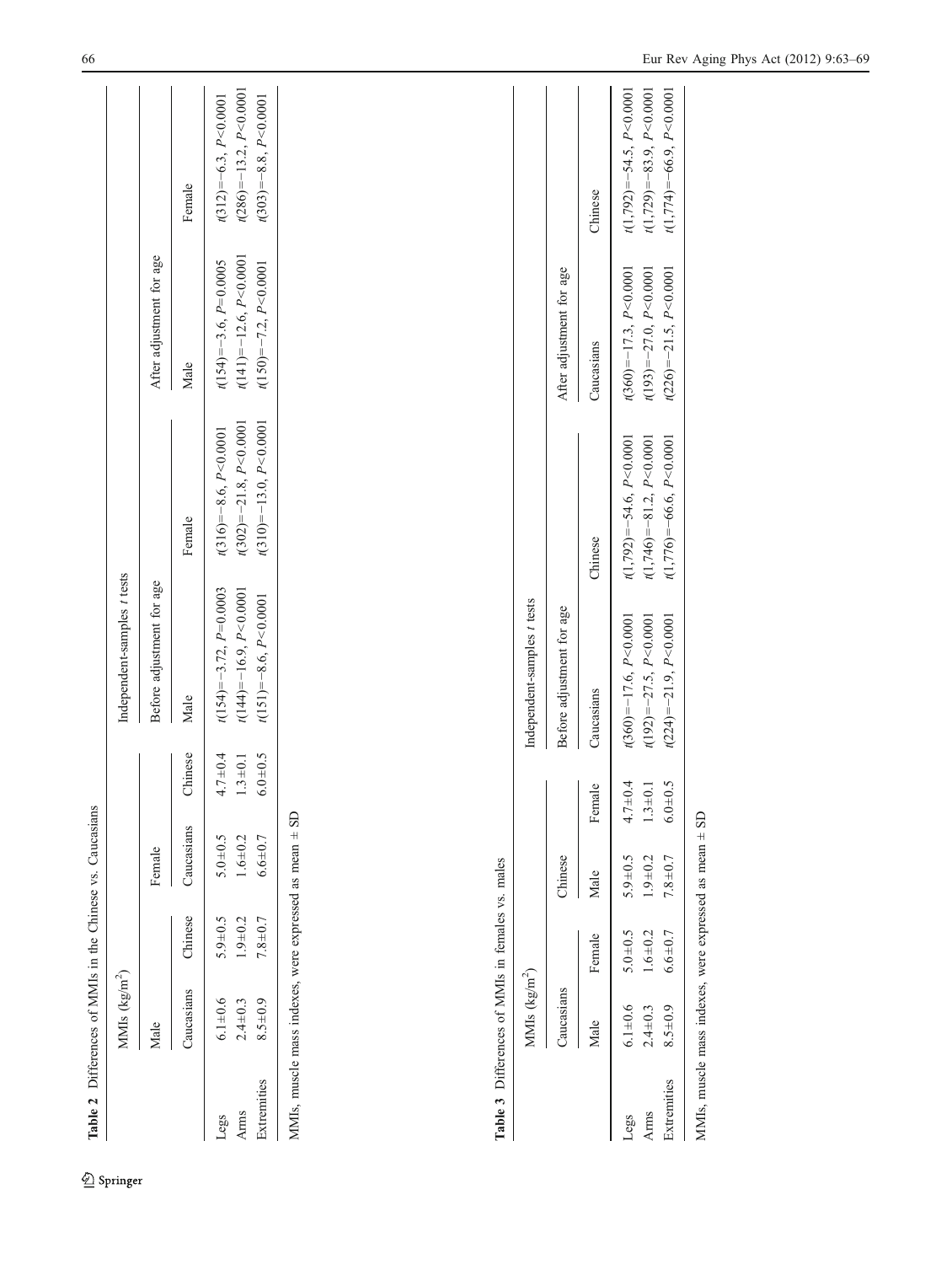**Table 2** Differences of MMIs in the Chinese vs. Caucasians

| | MMIs (kg/m$^2$) | | | | Independent-samples *t* tests | | | |
|---|---|---|---|---|---|---|---|---|
| | Male | | Female | | Before adjustment for age | | After adjustment for age | |
| | Caucasians | Chinese | Caucasians | Chinese | Male | Female | Male | Female |
| Legs | 6.1±0.6 | 5.9±0.5 | 5.0±0.5 | 4.7±0.4 | $t(154)=-3.72$, $P=0.0003$ | $t(316)=-8.6$, $P<0.0001$ | $t(154)=-3.6$, $P=0.0005$ | $t(312)=-6.3$, $P<0.0001$ |
| Arms | 2.4±0.3 | 1.9±0.2 | 1.6±0.2 | 1.3±0.1 | $t(144)=-16.9$, $P<0.0001$ | $t(302)=-21.8$, $P<0.0001$ | $t(141)=-12.6$, $P<0.0001$ | $t(286)=-13.2$, $P<0.0001$ |
| Extremities | 8.5±0.9 | 7.8±0.7 | 6.6±0.7 | 6.0±0.5 | $t(151)=-8.6$, $P<0.0001$ | $t(310)=-13.0$, $P<0.0001$ | $t(150)=-7.2$, $P<0.0001$ | $t(303)=-8.8$, $P<0.0001$ |

MMIs, muscle mass indexes, were expressed as mean ± SD

**Table 3** Differences of MMIs in females vs. males

| | MMIs (kg/m$^2$) | | | | Independent-samples *t* tests | | | |
|---|---|---|---|---|---|---|---|---|
| | Caucasians | | Chinese | | Before adjustment for age | | After adjustment for age | |
| | Male | Female | Male | Female | Caucasians | Chinese | Caucasians | Chinese |
| Legs | 6.1±0.6 | 5.0±0.5 | 5.9±0.5 | 4.7±0.4 | $t(360)=-17.6$, $P<0.0001$ | $t(1{,}792)=-54.6$, $P<0.0001$ | $t(360)=-17.3$, $P<0.0001$ | $t(1{,}792)=-54.5$, $P<0.0001$ |
| Arms | 2.4±0.3 | 1.6±0.2 | 1.9±0.2 | 1.3±0.1 | $t(192)=-27.5$, $P<0.0001$ | $t(1{,}746)=-81.2$, $P<0.0001$ | $t(193)=-27.0$, $P<0.0001$ | $t(1{,}729)=-83.9$, $P<0.0001$ |
| Extremities | 8.5±0.9 | 6.6±0.7 | 7.8±0.7 | 6.0±0.5 | $t(224)=-21.9$, $P<0.0001$ | $t(1{,}776)=-66.6$, $P<0.0001$ | $t(226)=-21.5$, $P<0.0001$ | $t(1{,}774)=-66.9$, $P<0.0001$ |

MMIs, muscle mass indexes, were expressed as mean ± SD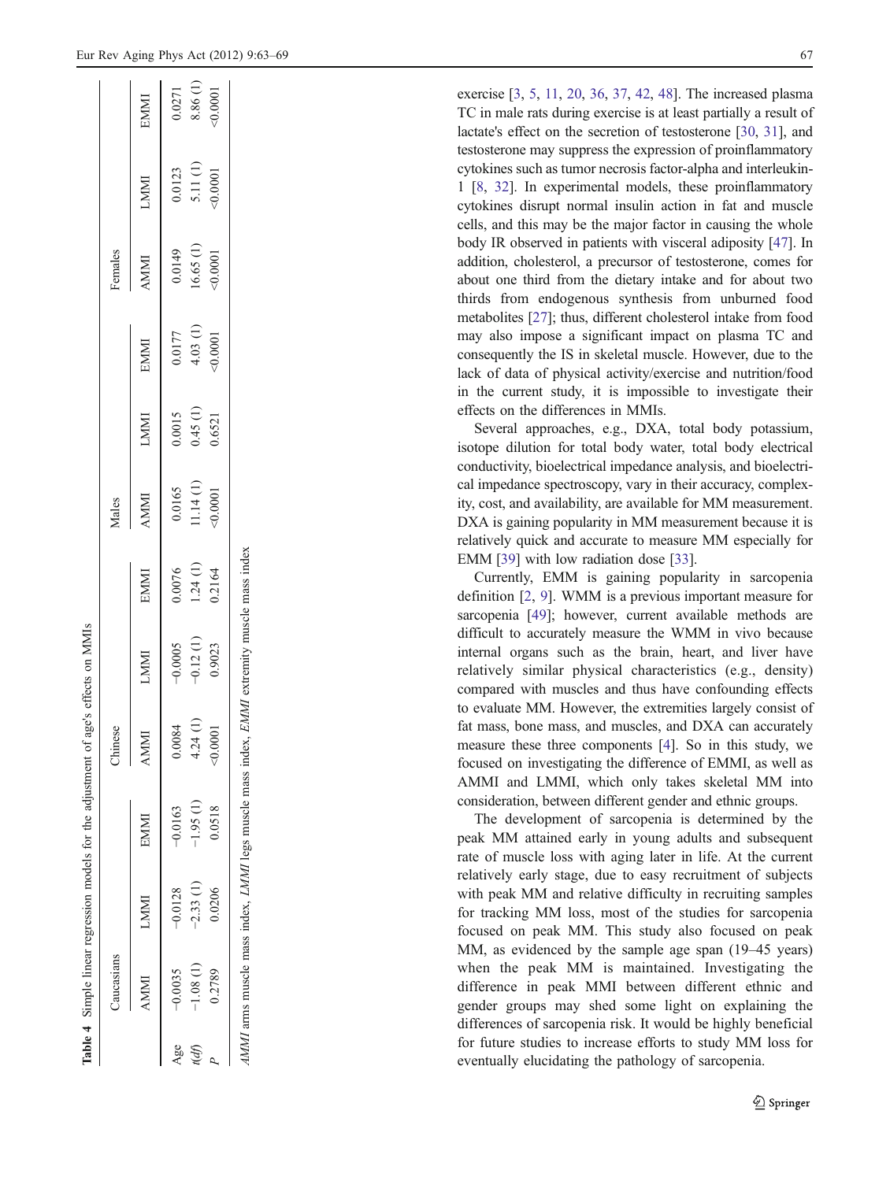**Table 4** Simple linear regression models for the adjustment of age's effects on MMIs

| | Caucasians | | | Chinese | | | Males | | | Females | | |
|---|---|---|---|---|---|---|---|---|---|---|---|---|
| | AMMI | LMMI | EMMI | AMMI | LMMI | EMMI | AMMI | LMMI | EMMI | AMMI | LMMI | EMMI |
| Age | −0.0035 | −0.0128 | −0.0163 | 0.0084 | −0.0005 | 0.0076 | 0.0165 | 0.0015 | 0.0177 | 0.0149 | 0.0123 | 0.0271 |
| *t*(*df*) | −1.08 (1) | −2.33 (1) | −1.95 (1) | 4.24 (1) | −0.12 (1) | 1.24 (1) | 11.14 (1) | 0.45 (1) | 4.03 (1) | 16.65 (1) | 5.11 (1) | 8.86 (1) |
| *P* | 0.2789 | 0.0206 | 0.0518 | <0.0001 | 0.9023 | 0.2164 | <0.0001 | 0.6521 | <0.0001 | <0.0001 | <0.0001 | <0.0001 |

*AMMI* arms muscle mass index, *LMMI* legs muscle mass index, *EMMI* extremity muscle mass index

exercise [3, 5, 11, 20, 36, 37, 42, 48]. The increased plasma TC in male rats during exercise is at least partially a result of lactate's effect on the secretion of testosterone [30, 31], and testosterone may suppress the expression of proinflammatory cytokines such as tumor necrosis factor-alpha and interleukin-1 [8, 32]. In experimental models, these proinflammatory cytokines disrupt normal insulin action in fat and muscle cells, and this may be the major factor in causing the whole body IR observed in patients with visceral adiposity [47]. In addition, cholesterol, a precursor of testosterone, comes for about one third from the dietary intake and for about two thirds from endogenous synthesis from unburned food metabolites [27]; thus, different cholesterol intake from food may also impose a significant impact on plasma TC and consequently the IS in skeletal muscle. However, due to the lack of data of physical activity/exercise and nutrition/food in the current study, it is impossible to investigate their effects on the differences in MMIs.

Several approaches, e.g., DXA, total body potassium, isotope dilution for total body water, total body electrical conductivity, bioelectrical impedance analysis, and bioelectrical impedance spectroscopy, vary in their accuracy, complexity, cost, and availability, are available for MM measurement. DXA is gaining popularity in MM measurement because it is relatively quick and accurate to measure MM especially for EMM [39] with low radiation dose [33].

Currently, EMM is gaining popularity in sarcopenia definition [2, 9]. WMM is a previous important measure for sarcopenia [49]; however, current available methods are difficult to accurately measure the WMM in vivo because internal organs such as the brain, heart, and liver have relatively similar physical characteristics (e.g., density) compared with muscles and thus have confounding effects to evaluate MM. However, the extremities largely consist of fat mass, bone mass, and muscles, and DXA can accurately measure these three components [4]. So in this study, we focused on investigating the difference of EMMI, as well as AMMI and LMMI, which only takes skeletal MM into consideration, between different gender and ethnic groups.

The development of sarcopenia is determined by the peak MM attained early in young adults and subsequent rate of muscle loss with aging later in life. At the current relatively early stage, due to easy recruitment of subjects with peak MM and relative difficulty in recruiting samples for tracking MM loss, most of the studies for sarcopenia focused on peak MM. This study also focused on peak MM, as evidenced by the sample age span (19–45 years) when the peak MM is maintained. Investigating the difference in peak MMI between different ethnic and gender groups may shed some light on explaining the differences of sarcopenia risk. It would be highly beneficial for future studies to increase efforts to study MM loss for eventually elucidating the pathology of sarcopenia.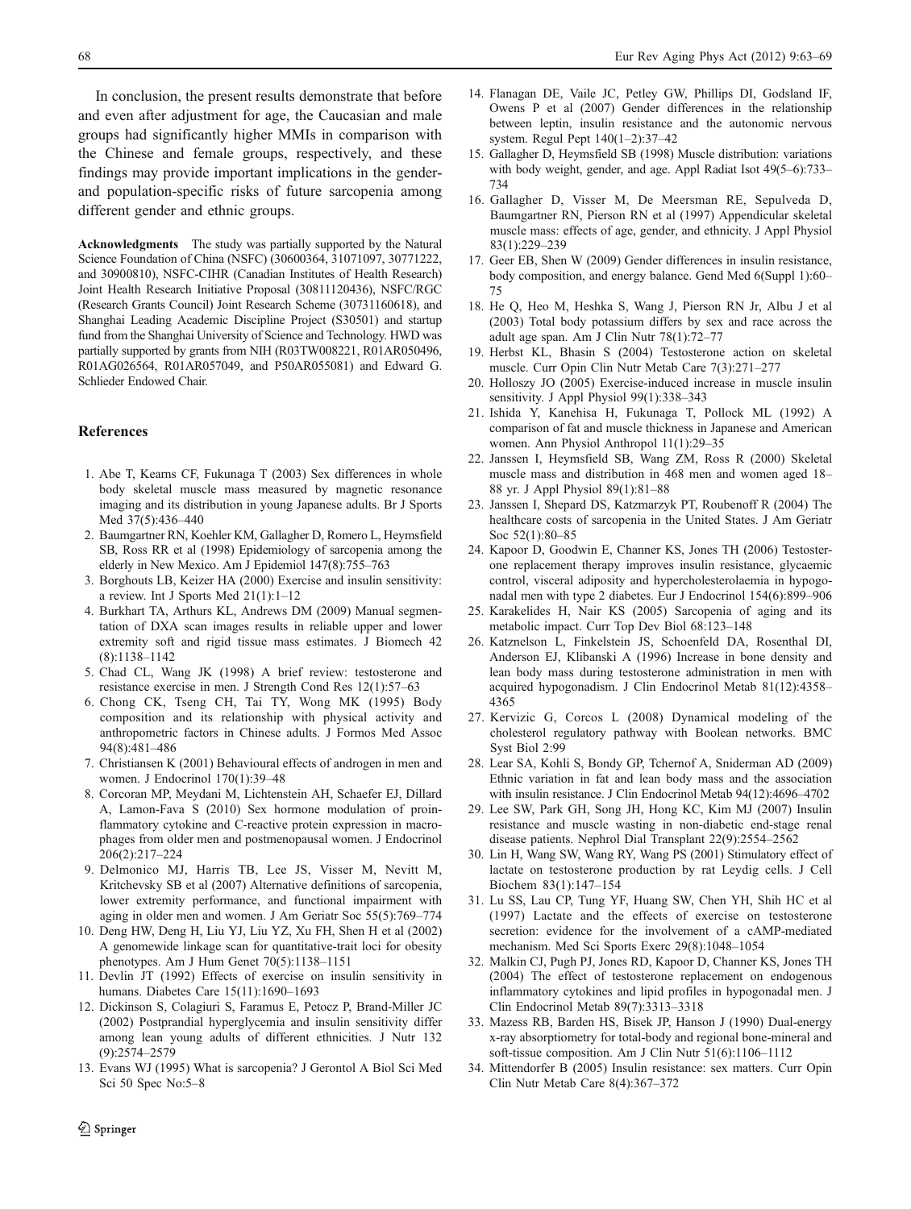In conclusion, the present results demonstrate that before and even after adjustment for age, the Caucasian and male groups had significantly higher MMIs in comparison with the Chinese and female groups, respectively, and these findings may provide important implications in the gender- and population-specific risks of future sarcopenia among different gender and ethnic groups.

**Acknowledgments** The study was partially supported by the Natural Science Foundation of China (NSFC) (30600364, 31071097, 30771222, and 30900810), NSFC-CIHR (Canadian Institutes of Health Research) Joint Health Research Initiative Proposal (30811120436), NSFC/RGC (Research Grants Council) Joint Research Scheme (30731160618), and Shanghai Leading Academic Discipline Project (S30501) and startup fund from the Shanghai University of Science and Technology. HWD was partially supported by grants from NIH (R03TW008221, R01AR050496, R01AG026564, R01AR057049, and P50AR055081) and Edward G. Schlieder Endowed Chair.

## References

1. Abe T, Kearns CF, Fukunaga T (2003) Sex differences in whole body skeletal muscle mass measured by magnetic resonance imaging and its distribution in young Japanese adults. Br J Sports Med 37(5):436–440
2. Baumgartner RN, Koehler KM, Gallagher D, Romero L, Heymsfield SB, Ross RR et al (1998) Epidemiology of sarcopenia among the elderly in New Mexico. Am J Epidemiol 147(8):755–763
3. Borghouts LB, Keizer HA (2000) Exercise and insulin sensitivity: a review. Int J Sports Med 21(1):1–12
4. Burkhart TA, Arthurs KL, Andrews DM (2009) Manual segmentation of DXA scan images results in reliable upper and lower extremity soft and rigid tissue mass estimates. J Biomech 42 (8):1138–1142
5. Chad CL, Wang JK (1998) A brief review: testosterone and resistance exercise in men. J Strength Cond Res 12(1):57–63
6. Chong CK, Tseng CH, Tai TY, Wong MK (1995) Body composition and its relationship with physical activity and anthropometric factors in Chinese adults. J Formos Med Assoc 94(8):481–486
7. Christiansen K (2001) Behavioural effects of androgen in men and women. J Endocrinol 170(1):39–48
8. Corcoran MP, Meydani M, Lichtenstein AH, Schaefer EJ, Dillard A, Lamon-Fava S (2010) Sex hormone modulation of proinflammatory cytokine and C-reactive protein expression in macrophages from older men and postmenopausal women. J Endocrinol 206(2):217–224
9. Delmonico MJ, Harris TB, Lee JS, Visser M, Nevitt M, Kritchevsky SB et al (2007) Alternative definitions of sarcopenia, lower extremity performance, and functional impairment with aging in older men and women. J Am Geriatr Soc 55(5):769–774
10. Deng HW, Deng H, Liu YJ, Liu YZ, Xu FH, Shen H et al (2002) A genomewide linkage scan for quantitative-trait loci for obesity phenotypes. Am J Hum Genet 70(5):1138–1151
11. Devlin JT (1992) Effects of exercise on insulin sensitivity in humans. Diabetes Care 15(11):1690–1693
12. Dickinson S, Colagiuri S, Faramus E, Petocz P, Brand-Miller JC (2002) Postprandial hyperglycemia and insulin sensitivity differ among lean young adults of different ethnicities. J Nutr 132 (9):2574–2579
13. Evans WJ (1995) What is sarcopenia? J Gerontol A Biol Sci Med Sci 50 Spec No:5–8
14. Flanagan DE, Vaile JC, Petley GW, Phillips DI, Godsland IF, Owens P et al (2007) Gender differences in the relationship between leptin, insulin resistance and the autonomic nervous system. Regul Pept 140(1–2):37–42
15. Gallagher D, Heymsfield SB (1998) Muscle distribution: variations with body weight, gender, and age. Appl Radiat Isot 49(5–6):733–734
16. Gallagher D, Visser M, De Meersman RE, Sepulveda D, Baumgartner RN, Pierson RN et al (1997) Appendicular skeletal muscle mass: effects of age, gender, and ethnicity. J Appl Physiol 83(1):229–239
17. Geer EB, Shen W (2009) Gender differences in insulin resistance, body composition, and energy balance. Gend Med 6(Suppl 1):60–75
18. He Q, Heo M, Heshka S, Wang J, Pierson RN Jr, Albu J et al (2003) Total body potassium differs by sex and race across the adult age span. Am J Clin Nutr 78(1):72–77
19. Herbst KL, Bhasin S (2004) Testosterone action on skeletal muscle. Curr Opin Clin Nutr Metab Care 7(3):271–277
20. Holloszy JO (2005) Exercise-induced increase in muscle insulin sensitivity. J Appl Physiol 99(1):338–343
21. Ishida Y, Kanehisa H, Fukunaga T, Pollock ML (1992) A comparison of fat and muscle thickness in Japanese and American women. Ann Physiol Anthropol 11(1):29–35
22. Janssen I, Heymsfield SB, Wang ZM, Ross R (2000) Skeletal muscle mass and distribution in 468 men and women aged 18–88 yr. J Appl Physiol 89(1):81–88
23. Janssen I, Shepard DS, Katzmarzyk PT, Roubenoff R (2004) The healthcare costs of sarcopenia in the United States. J Am Geriatr Soc 52(1):80–85
24. Kapoor D, Goodwin E, Channer KS, Jones TH (2006) Testosterone replacement therapy improves insulin resistance, glycaemic control, visceral adiposity and hypercholesterolaemia in hypogonadal men with type 2 diabetes. Eur J Endocrinol 154(6):899–906
25. Karakelides H, Nair KS (2005) Sarcopenia of aging and its metabolic impact. Curr Top Dev Biol 68:123–148
26. Katznelson L, Finkelstein JS, Schoenfeld DA, Rosenthal DI, Anderson EJ, Klibanski A (1996) Increase in bone density and lean body mass during testosterone administration in men with acquired hypogonadism. J Clin Endocrinol Metab 81(12):4358–4365
27. Kervizic G, Corcos L (2008) Dynamical modeling of the cholesterol regulatory pathway with Boolean networks. BMC Syst Biol 2:99
28. Lear SA, Kohli S, Bondy GP, Tchernof A, Sniderman AD (2009) Ethnic variation in fat and lean body mass and the association with insulin resistance. J Clin Endocrinol Metab 94(12):4696–4702
29. Lee SW, Park GH, Song JH, Hong KC, Kim MJ (2007) Insulin resistance and muscle wasting in non-diabetic end-stage renal disease patients. Nephrol Dial Transplant 22(9):2554–2562
30. Lin H, Wang SW, Wang RY, Wang PS (2001) Stimulatory effect of lactate on testosterone production by rat Leydig cells. J Cell Biochem 83(1):147–154
31. Lu SS, Lau CP, Tung YF, Huang SW, Chen YH, Shih HC et al (1997) Lactate and the effects of exercise on testosterone secretion: evidence for the involvement of a cAMP-mediated mechanism. Med Sci Sports Exerc 29(8):1048–1054
32. Malkin CJ, Pugh PJ, Jones RD, Kapoor D, Channer KS, Jones TH (2004) The effect of testosterone replacement on endogenous inflammatory cytokines and lipid profiles in hypogonadal men. J Clin Endocrinol Metab 89(7):3313–3318
33. Mazess RB, Barden HS, Bisek JP, Hanson J (1990) Dual-energy x-ray absorptiometry for total-body and regional bone-mineral and soft-tissue composition. Am J Clin Nutr 51(6):1106–1112
34. Mittendorfer B (2005) Insulin resistance: sex matters. Curr Opin Clin Nutr Metab Care 8(4):367–372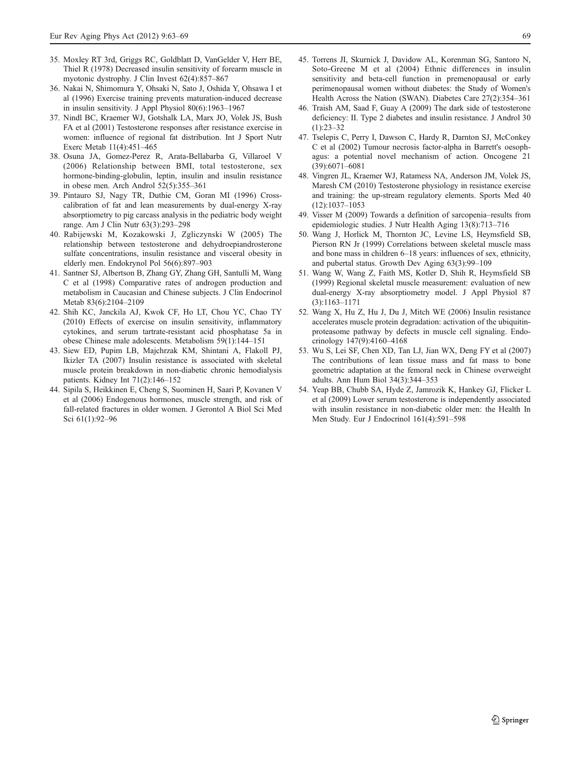35. Moxley RT 3rd, Griggs RC, Goldblatt D, VanGelder V, Herr BE, Thiel R (1978) Decreased insulin sensitivity of forearm muscle in myotonic dystrophy. J Clin Invest 62(4):857–867
36. Nakai N, Shimomura Y, Ohsaki N, Sato J, Oshida Y, Ohsawa I et al (1996) Exercise training prevents maturation-induced decrease in insulin sensitivity. J Appl Physiol 80(6):1963–1967
37. Nindl BC, Kraemer WJ, Gotshalk LA, Marx JO, Volek JS, Bush FA et al (2001) Testosterone responses after resistance exercise in women: influence of regional fat distribution. Int J Sport Nutr Exerc Metab 11(4):451–465
38. Osuna JA, Gomez-Perez R, Arata-Bellabarba G, Villaroel V (2006) Relationship between BMI, total testosterone, sex hormone-binding-globulin, leptin, insulin and insulin resistance in obese men. Arch Androl 52(5):355–361
39. Pintauro SJ, Nagy TR, Duthie CM, Goran MI (1996) Cross-calibration of fat and lean measurements by dual-energy X-ray absorptiometry to pig carcass analysis in the pediatric body weight range. Am J Clin Nutr 63(3):293–298
40. Rabijewski M, Kozakowski J, Zgliczynski W (2005) The relationship between testosterone and dehydroepiandrosterone sulfate concentrations, insulin resistance and visceral obesity in elderly men. Endokrynol Pol 56(6):897–903
41. Santner SJ, Albertson B, Zhang GY, Zhang GH, Santulli M, Wang C et al (1998) Comparative rates of androgen production and metabolism in Caucasian and Chinese subjects. J Clin Endocrinol Metab 83(6):2104–2109
42. Shih KC, Janckila AJ, Kwok CF, Ho LT, Chou YC, Chao TY (2010) Effects of exercise on insulin sensitivity, inflammatory cytokines, and serum tartrate-resistant acid phosphatase 5a in obese Chinese male adolescents. Metabolism 59(1):144–151
43. Siew ED, Pupim LB, Majchrzak KM, Shintani A, Flakoll PJ, Ikizler TA (2007) Insulin resistance is associated with skeletal muscle protein breakdown in non-diabetic chronic hemodialysis patients. Kidney Int 71(2):146–152
44. Sipila S, Heikkinen E, Cheng S, Suominen H, Saari P, Kovanen V et al (2006) Endogenous hormones, muscle strength, and risk of fall-related fractures in older women. J Gerontol A Biol Sci Med Sci 61(1):92–96
45. Torrens JI, Skurnick J, Davidow AL, Korenman SG, Santoro N, Soto-Greene M et al (2004) Ethnic differences in insulin sensitivity and beta-cell function in premenopausal or early perimenopausal women without diabetes: the Study of Women's Health Across the Nation (SWAN). Diabetes Care 27(2):354–361
46. Traish AM, Saad F, Guay A (2009) The dark side of testosterone deficiency: II. Type 2 diabetes and insulin resistance. J Androl 30 (1):23–32
47. Tselepis C, Perry I, Dawson C, Hardy R, Darnton SJ, McConkey C et al (2002) Tumour necrosis factor-alpha in Barrett's oesophagus: a potential novel mechanism of action. Oncogene 21 (39):6071–6081
48. Vingren JL, Kraemer WJ, Ratamess NA, Anderson JM, Volek JS, Maresh CM (2010) Testosterone physiology in resistance exercise and training: the up-stream regulatory elements. Sports Med 40 (12):1037–1053
49. Visser M (2009) Towards a definition of sarcopenia–results from epidemiologic studies. J Nutr Health Aging 13(8):713–716
50. Wang J, Horlick M, Thornton JC, Levine LS, Heymsfield SB, Pierson RN Jr (1999) Correlations between skeletal muscle mass and bone mass in children 6–18 years: influences of sex, ethnicity, and pubertal status. Growth Dev Aging 63(3):99–109
51. Wang W, Wang Z, Faith MS, Kotler D, Shih R, Heymsfield SB (1999) Regional skeletal muscle measurement: evaluation of new dual-energy X-ray absorptiometry model. J Appl Physiol 87 (3):1163–1171
52. Wang X, Hu Z, Hu J, Du J, Mitch WE (2006) Insulin resistance accelerates muscle protein degradation: activation of the ubiquitin-proteasome pathway by defects in muscle cell signaling. Endocrinology 147(9):4160–4168
53. Wu S, Lei SF, Chen XD, Tan LJ, Jian WX, Deng FY et al (2007) The contributions of lean tissue mass and fat mass to bone geometric adaptation at the femoral neck in Chinese overweight adults. Ann Hum Biol 34(3):344–353
54. Yeap BB, Chubb SA, Hyde Z, Jamrozik K, Hankey GJ, Flicker L et al (2009) Lower serum testosterone is independently associated with insulin resistance in non-diabetic older men: the Health In Men Study. Eur J Endocrinol 161(4):591–598